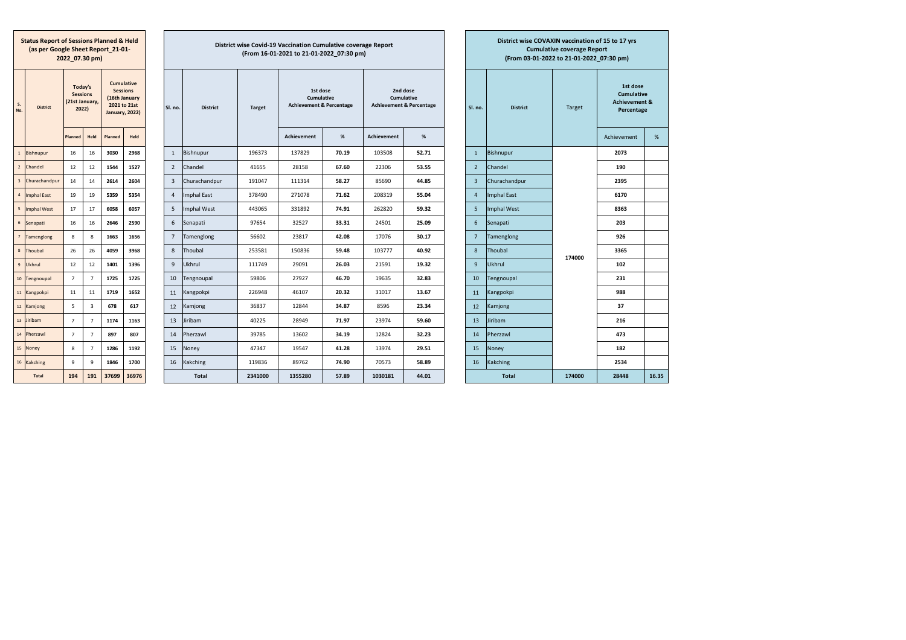## Status Report of Sessions Planned & Held (as per Google Sheet Report_21-01-2022_07.30 pm)

| S. No. | District | Today's Sessions (21st January, 2022) | | Cumulative Sessions (16th January 2021 to 21st January, 2022) | |
|---|---|---|---|---|---|
| | | Planned | Held | Planned | Held |
| 1 | Bishnupur | 16 | 16 | **3030** | **2968** |
| 2 | Chandel | 12 | 12 | **1544** | **1527** |
| 3 | Churachandpur | 14 | 14 | **2614** | **2604** |
| 4 | Imphal East | 19 | 19 | **5359** | **5354** |
| 5 | Imphal West | 17 | 17 | **6058** | **6057** |
| 6 | Senapati | 16 | 16 | **2646** | **2590** |
| 7 | Tamenglong | 8 | 8 | **1663** | **1656** |
| 8 | Thoubal | 26 | 26 | **4059** | **3968** |
| 9 | Ukhrul | 12 | 12 | **1401** | **1396** |
| 10 | Tengnoupal | 7 | 7 | **1725** | **1725** |
| 11 | Kangpokpi | 11 | 11 | **1719** | **1652** |
| 12 | Kamjong | 5 | 3 | **678** | **617** |
| 13 | Jiribam | 7 | 7 | **1174** | **1163** |
| 14 | Pherzawl | 7 | 7 | **897** | **807** |
| 15 | Noney | 8 | 7 | **1286** | **1192** |
| 16 | Kakching | 9 | 9 | **1846** | **1700** |
| **Total** | | **194** | **191** | **37699** | **36976** |

## District wise Covid-19 Vaccination Cumulative coverage Report (From 16-01-2021 to 21-01-2022_07:30 pm)

| Sl. no. | District | Target | 1st dose Cumulative Achievement & Percentage | | 2nd dose Cumulative Achievement & Percentage | |
|---|---|---|---|---|---|---|
| | | | Achievement | % | Achievement | % |
| 1 | Bishnupur | 196373 | 137829 | **70.19** | 103508 | **52.71** |
| 2 | Chandel | 41655 | 28158 | **67.60** | 22306 | **53.55** |
| 3 | Churachandpur | 191047 | 111314 | **58.27** | 85690 | **44.85** |
| 4 | Imphal East | 378490 | 271078 | **71.62** | 208319 | **55.04** |
| 5 | Imphal West | 443065 | 331892 | **74.91** | 262820 | **59.32** |
| 6 | Senapati | 97654 | 32527 | **33.31** | 24501 | **25.09** |
| 7 | Tamenglong | 56602 | 23817 | **42.08** | 17076 | **30.17** |
| 8 | Thoubal | 253581 | 150836 | **59.48** | 103777 | **40.92** |
| 9 | Ukhrul | 111749 | 29091 | **26.03** | 21591 | **19.32** |
| 10 | Tengnoupal | 59806 | 27927 | **46.70** | 19635 | **32.83** |
| 11 | Kangpokpi | 226948 | 46107 | **20.32** | 31017 | **13.67** |
| 12 | Kamjong | 36837 | 12844 | **34.87** | 8596 | **23.34** |
| 13 | Jiribam | 40225 | 28949 | **71.97** | 23974 | **59.60** |
| 14 | Pherzawl | 39785 | 13602 | **34.19** | 12824 | **32.23** |
| 15 | Noney | 47347 | 19547 | **41.28** | 13974 | **29.51** |
| 16 | Kakching | 119836 | 89762 | **74.90** | 70573 | **58.89** |
| **Total** | | **2341000** | **1355280** | **57.89** | **1030181** | **44.01** |

## District wise COVAXIN vaccination of 15 to 17 yrs Cumulative coverage Report (From 03-01-2022 to 21-01-2022_07:30 pm)

| Sl. no. | District | Target | 1st dose Cumulative Achievement & Percentage | |
|---|---|---|---|---|
| | | | Achievement | % |
| 1 | Bishnupur | **174000** | **2073** | |
| 2 | Chandel | | **190** | |
| 3 | Churachandpur | | **2395** | |
| 4 | Imphal East | | **6170** | |
| 5 | Imphal West | | **8363** | |
| 6 | Senapati | | **203** | |
| 7 | Tamenglong | | **926** | |
| 8 | Thoubal | | **3365** | |
| 9 | Ukhrul | | **102** | |
| 10 | Tengnoupal | | **231** | |
| 11 | Kangpokpi | | **988** | |
| 12 | Kamjong | | **37** | |
| 13 | Jiribam | | **216** | |
| 14 | Pherzawl | | **473** | |
| 15 | Noney | | **182** | |
| 16 | Kakching | | **2534** | |
| **Total** | | **174000** | **28448** | **16.35** |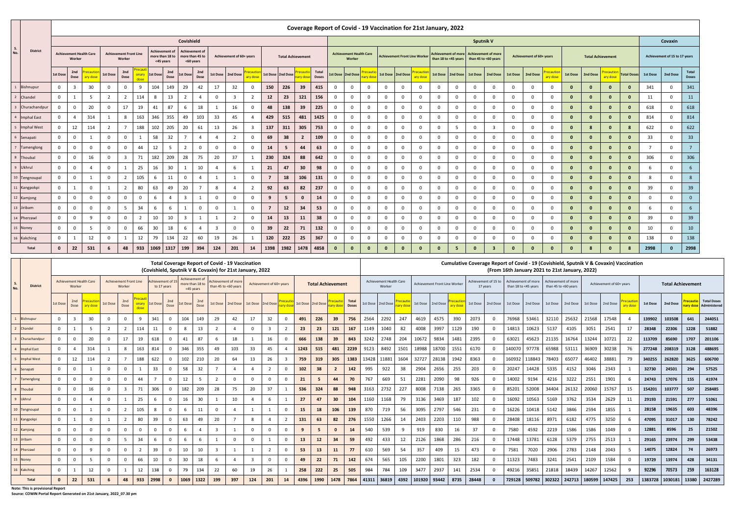# Coverage Report of Covid - 19 Vaccination for 21st January, 2022

| S. No. | District | Covishield | | | | | | | | | | | | | | | | | | | | Sputnik V | | | | | | | | | | | | | | | | | | | | Covaxin | | |
|---|---|---|---|---|---|---|---|---|---|---|---|---|---|---|---|---|---|---|---|---|---|---|---|---|---|---|---|---|---|---|---|---|---|---|---|---|---|---|---|---|---|---|
| | | Achievement Health Care Worker | | | Achievement Front Line Worker | | | Achievement of more than 18 to <45 years | | Achievement of more than 45 to <60 years | | Achievement of 60+ years | | | Total Achievement | | | | Achievement Health Care Worker | | | Achievement Front Line Worker | | | Achievement of more than 18 to <45 years | | Achievement of more than 45 to <60 years | | Achievement of 60+ years | | | Total Achievement | | | | Achievement of 15 to 17 years | | |
| | | 1st Dose | 2nd Dose | Precautionary dose | 1st Dose | 2nd Dose | Precautionary dose | 1st Dose | 2nd Dose | 1st Dose | 2nd Dose | 1st Dose | 2nd Dose | Precautionary dose | 1st Dose | 2nd Dose | Precautionary dose | Total Doses | 1st Dose | 2nd Dose | Precautionary dose | 1st Dose | 2nd Dose | Precautionary dose | 1st Dose | 2nd Dose | 1st Dose | 2nd Dose | 1st Dose | 2nd Dose | Precautionary dose | 1st Dose | 2nd Dose | Precautionary dose | Total Doses | 1st Dose | 2nd Dose | Total Doses |
| 1 | Bishnupur | 0 | 3 | 30 | 0 | 0 | 9 | 104 | 149 | 29 | 42 | 17 | 32 | 0 | 150 | 226 | 39 | 415 | 0 | 0 | 0 | 0 | 0 | 0 | 0 | 0 | 0 | 0 | 0 | 0 | 0 | 0 | 0 | 0 | 0 | 341 | 0 | 341 |
| 2 | Chandel | 0 | 1 | 5 | 2 | 2 | 114 | 8 | 13 | 2 | 4 | 0 | 3 | 2 | 12 | 23 | 121 | 156 | 0 | 0 | 0 | 0 | 0 | 0 | 0 | 0 | 0 | 0 | 0 | 0 | 0 | 0 | 0 | 0 | 0 | 11 | 0 | 11 |
| 3 | Churachandpur | 0 | 0 | 20 | 0 | 17 | 19 | 41 | 87 | 6 | 18 | 1 | 16 | 0 | 48 | 138 | 39 | 225 | 0 | 0 | 0 | 0 | 0 | 0 | 0 | 0 | 0 | 0 | 0 | 0 | 0 | 0 | 0 | 0 | 0 | 618 | 0 | 618 |
| 4 | Imphal East | 0 | 4 | 314 | 1 | 8 | 163 | 346 | 355 | 49 | 103 | 33 | 45 | 4 | 429 | 515 | 481 | 1425 | 0 | 0 | 0 | 0 | 0 | 0 | 0 | 0 | 0 | 0 | 0 | 0 | 0 | 0 | 0 | 0 | 0 | 814 | 0 | 814 |
| 5 | Imphal West | 0 | 12 | 114 | 2 | 7 | 188 | 102 | 205 | 20 | 61 | 13 | 26 | 3 | 137 | 311 | 305 | 753 | 0 | 0 | 0 | 0 | 0 | 0 | 0 | 5 | 0 | 3 | 0 | 0 | 0 | 0 | 8 | 0 | 8 | 622 | 0 | 622 |
| 6 | Senapati | 0 | 0 | 1 | 0 | 0 | 1 | 58 | 32 | 7 | 4 | 4 | 2 | 0 | 69 | 38 | 2 | 109 | 0 | 0 | 0 | 0 | 0 | 0 | 0 | 0 | 0 | 0 | 0 | 0 | 0 | 0 | 0 | 0 | 0 | 33 | 0 | 33 |
| 7 | Tamenglong | 0 | 0 | 0 | 0 | 0 | 44 | 12 | 5 | 2 | 0 | 0 | 0 | 0 | 14 | 5 | 44 | 63 | 0 | 0 | 0 | 0 | 0 | 0 | 0 | 0 | 0 | 0 | 0 | 0 | 0 | 0 | 0 | 0 | 0 | 7 | 0 | 7 |
| 8 | Thoubal | 0 | 0 | 16 | 0 | 3 | 71 | 182 | 209 | 28 | 75 | 20 | 37 | 1 | 230 | 324 | 88 | 642 | 0 | 0 | 0 | 0 | 0 | 0 | 0 | 0 | 0 | 0 | 0 | 0 | 0 | 0 | 0 | 0 | 0 | 306 | 0 | 306 |
| 9 | Ukhrul | 0 | 0 | 4 | 0 | 1 | 25 | 16 | 30 | 1 | 10 | 4 | 6 | 1 | 21 | 47 | 30 | 98 | 0 | 0 | 0 | 0 | 0 | 0 | 0 | 0 | 0 | 0 | 0 | 0 | 0 | 0 | 0 | 0 | 0 | 6 | 0 | 6 |
| 10 | Tengnoupal | 0 | 0 | 1 | 0 | 2 | 105 | 6 | 11 | 0 | 4 | 1 | 1 | 0 | 7 | 18 | 106 | 131 | 0 | 0 | 0 | 0 | 0 | 0 | 0 | 0 | 0 | 0 | 0 | 0 | 0 | 0 | 0 | 0 | 0 | 8 | 0 | 8 |
| 11 | Kangpokpi | 0 | 1 | 0 | 1 | 2 | 80 | 63 | 49 | 20 | 7 | 8 | 4 | 2 | 92 | 63 | 82 | 237 | 0 | 0 | 0 | 0 | 0 | 0 | 0 | 0 | 0 | 0 | 0 | 0 | 0 | 0 | 0 | 0 | 0 | 39 | 0 | 39 |
| 12 | Kamjong | 0 | 0 | 0 | 0 | 0 | 0 | 6 | 4 | 3 | 1 | 0 | 0 | 0 | 9 | 5 | 0 | 14 | 0 | 0 | 0 | 0 | 0 | 0 | 0 | 0 | 0 | 0 | 0 | 0 | 0 | 0 | 0 | 0 | 0 | 0 | 0 | 0 |
| 13 | Jiribam | 0 | 0 | 0 | 0 | 5 | 34 | 6 | 6 | 1 | 0 | 0 | 1 | 0 | 7 | 12 | 34 | 53 | 0 | 0 | 0 | 0 | 0 | 0 | 0 | 0 | 0 | 0 | 0 | 0 | 0 | 0 | 0 | 0 | 0 | 6 | 0 | 6 |
| 14 | Pherzawl | 0 | 0 | 9 | 0 | 0 | 2 | 10 | 10 | 3 | 1 | 1 | 2 | 0 | 14 | 13 | 11 | 38 | 0 | 0 | 0 | 0 | 0 | 0 | 0 | 0 | 0 | 0 | 0 | 0 | 0 | 0 | 0 | 0 | 0 | 39 | 0 | 39 |
| 15 | Noney | 0 | 0 | 5 | 0 | 0 | 66 | 30 | 18 | 6 | 4 | 3 | 0 | 0 | 39 | 22 | 71 | 132 | 0 | 0 | 0 | 0 | 0 | 0 | 0 | 0 | 0 | 0 | 0 | 0 | 0 | 0 | 0 | 0 | 0 | 10 | 0 | 10 |
| 16 | Kakching | 0 | 1 | 12 | 0 | 1 | 12 | 79 | 134 | 22 | 60 | 19 | 26 | 1 | 120 | 222 | 25 | 367 | 0 | 0 | 0 | 0 | 0 | 0 | 0 | 0 | 0 | 0 | 0 | 0 | 0 | 0 | 0 | 0 | 0 | 138 | 0 | 138 |
| | **Total** | **0** | **22** | **531** | **6** | **48** | **933** | **1069** | **1317** | **199** | **394** | **124** | **201** | **14** | **1398** | **1982** | **1478** | **4858** | **0** | **0** | **0** | **0** | **0** | **0** | **0** | **5** | **0** | **3** | **0** | **0** | **0** | **0** | **8** | **0** | **8** | **2998** | **0** | **2998** |

# Total Coverage Report of Covid - 19 Vaccination (Covishield, Sputnik V & Covaxin) for 21st January, 2022

# Cumulative Coverage Report of Covid - 19 (Covishield, Sputnik V & Covaxin) Vaccination (From 16th January 2021 to 21st January, 2022)

| S. No. | District | Total Coverage 21st January, 2022 | | | | | | | | | | | | | | | | | | | | | Cumulative Coverage | | | | | | | | | | | | | | | | | | | | | |
|---|---|---|---|---|---|---|---|---|---|---|---|---|---|---|---|---|---|---|---|---|---|---|---|---|---|---|---|---|---|---|---|---|---|---|---|---|---|---|---|---|---|---|
| | | Achievement Health Care Worker | | | Achievement Front Line Worker | | | Achievement of 15 to 17 years | | Achievement of more than 18 to <45 years | | Achievement of more than 45 to <60 years | | Achievement of 60+ years | | | Total Achievement | | | | Achievement Health Care Worker | | | Achievement Front Line Worker | | | Achievement of 15 to 17 years | | Achievement of more than 18 to <45 years | | Achievement of more than 45 to <60 years | | Achievement of 60+ years | | | Total Achievement | | | |
| | | 1st Dose | 2nd Dose | Precautionary dose | 1st Dose | 2nd Dose | Precautionary dose | 1st Dose | 2nd Dose | 1st Dose | 2nd Dose | 1st Dose | 2nd Dose | 1st Dose | 2nd Dose | Precautionary dose | 1st Dose | 2nd Dose | Precautionary dose | Total Doses | 1st Dose | 2nd Dose | Precautionary dose | 1st Dose | 2nd Dose | Precautionary dose | 1st Dose | 2nd Dose | 1st Dose | 2nd Dose | 1st Dose | 2nd Dose | 1st Dose | 2nd Dose | Precautionary dose | 1st Dose | 2nd Dose | Precautionary dose | Total Doses Administered |
| 1 | Bishnupur | 0 | 3 | 30 | 0 | 0 | 9 | 341 | 0 | 104 | 149 | 29 | 42 | 17 | 32 | 0 | 491 | 226 | 39 | 756 | 2564 | 2292 | 247 | 4619 | 4575 | 390 | 2073 | 0 | 76968 | 53461 | 32110 | 25632 | 21568 | 17548 | 4 | 139902 | 103508 | 641 | 244051 |
| 2 | Chandel | 0 | 1 | 5 | 2 | 2 | 114 | 11 | 0 | 8 | 13 | 2 | 4 | 0 | 3 | 2 | 23 | 23 | 121 | 167 | 1149 | 1040 | 82 | 4008 | 3997 | 1129 | 190 | 0 | 14813 | 10623 | 5137 | 4105 | 3051 | 2541 | 17 | 28348 | 22306 | 1228 | 51882 |
| 3 | Churachandpur | 0 | 0 | 20 | 0 | 17 | 19 | 618 | 0 | 41 | 87 | 6 | 18 | 1 | 16 | 0 | 666 | 138 | 39 | 843 | 3242 | 2748 | 204 | 10672 | 9834 | 1481 | 2395 | 0 | 63021 | 45623 | 21135 | 16764 | 13244 | 10721 | 22 | 113709 | 85690 | 1707 | 201106 |
| 4 | Imphal East | 0 | 4 | 314 | 1 | 8 | 163 | 814 | 0 | 346 | 355 | 49 | 103 | 33 | 45 | 4 | 1243 | 515 | 481 | 2239 | 9123 | 8492 | 1501 | 18988 | 18700 | 1551 | 6170 | 0 | 140070 | 97778 | 65988 | 53111 | 36909 | 30238 | 76 | 277248 | 208319 | 3128 | 488695 |
| 5 | Imphal West | 0 | 12 | 114 | 2 | 7 | 188 | 622 | 0 | 102 | 210 | 20 | 64 | 13 | 26 | 3 | 759 | 319 | 305 | 1383 | 13428 | 11881 | 1604 | 32727 | 28138 | 1942 | 8363 | 0 | 160932 | 118843 | 78403 | 65077 | 46402 | 38881 | 79 | 340255 | 262820 | 3625 | 606700 |
| 6 | Senapati | 0 | 0 | 1 | 0 | 0 | 1 | 33 | 0 | 58 | 32 | 7 | 4 | 4 | 2 | 0 | 102 | 38 | 2 | 142 | 995 | 922 | 38 | 2904 | 2656 | 255 | 203 | 0 | 20247 | 14428 | 5335 | 4152 | 3046 | 2343 | 1 | 32730 | 24501 | 294 | 57525 |
| 7 | Tamenglong | 0 | 0 | 0 | 0 | 0 | 44 | 7 | 0 | 12 | 5 | 2 | 0 | 0 | 0 | 0 | 21 | 5 | 44 | 70 | 767 | 669 | 51 | 2281 | 2090 | 98 | 926 | 0 | 14002 | 9194 | 4216 | 3222 | 2551 | 1901 | 6 | 24743 | 17076 | 155 | 41974 |
| 8 | Thoubal | 0 | 0 | 16 | 0 | 3 | 71 | 306 | 0 | 182 | 209 | 28 | 75 | 20 | 37 | 1 | 536 | 324 | 88 | 948 | 3163 | 2732 | 227 | 8008 | 7138 | 265 | 3365 | 0 | 85201 | 52008 | 34404 | 26132 | 20060 | 15767 | 15 | 154201 | 103777 | 507 | 258485 |
| 9 | Ukhrul | 0 | 0 | 4 | 0 | 1 | 25 | 6 | 0 | 16 | 30 | 1 | 10 | 4 | 6 | 1 | 27 | 47 | 30 | 104 | 1160 | 1168 | 79 | 3136 | 3469 | 187 | 102 | 0 | 16092 | 10563 | 5169 | 3762 | 3534 | 2629 | 11 | 29193 | 21591 | 277 | 51061 |
| 10 | Tengnoupal | 0 | 0 | 1 | 0 | 2 | 105 | 8 | 0 | 6 | 11 | 0 | 4 | 1 | 1 | 0 | 15 | 18 | 106 | 139 | 870 | 719 | 56 | 3095 | 2797 | 546 | 231 | 0 | 16226 | 10418 | 5142 | 3846 | 2594 | 1855 | 1 | 28158 | 19635 | 603 | 48396 |
| 11 | Kangpokpi | 0 | 1 | 0 | 1 | 2 | 80 | 39 | 0 | 63 | 49 | 20 | 7 | 8 | 4 | 2 | 131 | 63 | 82 | 276 | 1550 | 1266 | 14 | 2403 | 2203 | 110 | 988 | 0 | 28408 | 18116 | 8971 | 6182 | 4775 | 3250 | 6 | 47095 | 31017 | 130 | 78242 |
| 12 | Kamjong | 0 | 0 | 0 | 0 | 0 | 0 | 0 | 0 | 6 | 4 | 3 | 1 | 0 | 0 | 0 | 9 | 5 | 0 | 14 | 540 | 539 | 9 | 919 | 830 | 16 | 37 | 0 | 7580 | 4592 | 2219 | 1586 | 1586 | 1049 | 0 | 12881 | 8596 | 25 | 21502 |
| 13 | Jiribam | 0 | 0 | 0 | 0 | 5 | 34 | 6 | 0 | 6 | 6 | 1 | 0 | 0 | 1 | 0 | 13 | 12 | 34 | 59 | 492 | 433 | 12 | 2126 | 1868 | 286 | 216 | 0 | 17448 | 13781 | 6128 | 5379 | 2755 | 2513 | 1 | 29165 | 23974 | 299 | 53438 |
| 14 | Pherzawl | 0 | 0 | 9 | 0 | 0 | 2 | 39 | 0 | 10 | 10 | 3 | 1 | 1 | 2 | 0 | 53 | 13 | 11 | 77 | 610 | 569 | 54 | 357 | 409 | 15 | 473 | 0 | 7581 | 7020 | 2906 | 2783 | 2148 | 2043 | 5 | 14075 | 12824 | 74 | 26973 |
| 15 | Noney | 0 | 0 | 5 | 0 | 0 | 66 | 10 | 0 | 30 | 18 | 6 | 4 | 3 | 0 | 0 | 49 | 22 | 71 | 142 | 674 | 565 | 105 | 2200 | 1801 | 323 | 182 | 0 | 11323 | 7483 | 3241 | 2541 | 2109 | 1584 | 0 | 19729 | 13974 | 428 | 34131 |
| 16 | Kakching | 0 | 1 | 12 | 0 | 1 | 12 | 138 | 0 | 79 | 134 | 22 | 60 | 19 | 26 | 1 | 258 | 222 | 25 | 505 | 984 | 784 | 109 | 3477 | 2937 | 141 | 2534 | 0 | 49216 | 35851 | 21818 | 18439 | 14267 | 12562 | 9 | 92296 | 70573 | 259 | 163128 |
| | **Total** | **0** | **22** | **531** | **6** | **48** | **933** | **2998** | **0** | **1069** | **1322** | **199** | **397** | **124** | **201** | **14** | **4396** | **1990** | **1478** | **7864** | **41311** | **36819** | **4392** | **101920** | **93442** | **8735** | **28448** | **0** | **729128** | **509782** | **302322** | **242713** | **180599** | **147425** | **253** | **1383728** | **1030181** | **13380** | **2427289** |

**Note: This is provisional Report**

**Source: COWIN Portal Report Generated on 21st January, 2022_07.30 pm**